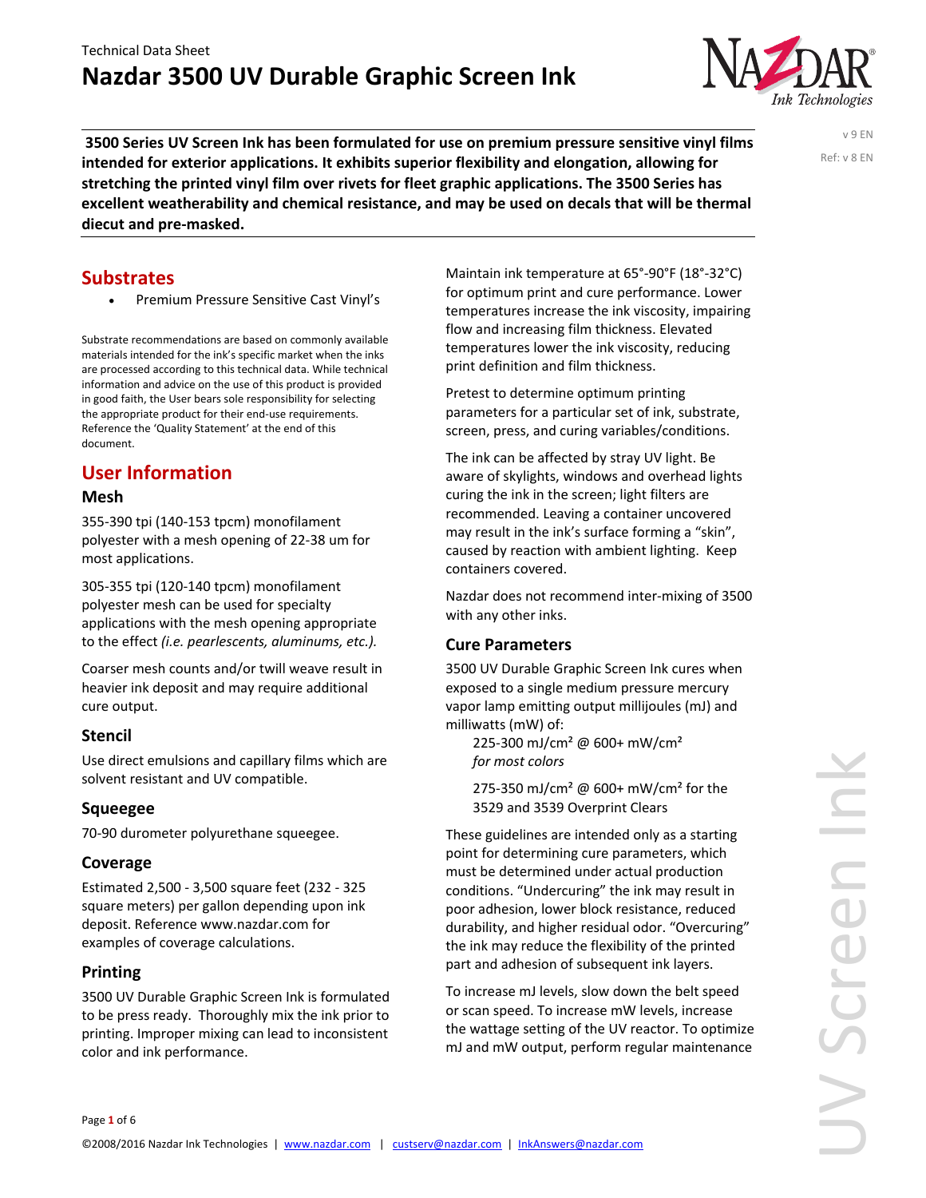Technical Data Sheet

# Nazdar 3500 UV Durable Graphic Screen Ink

v 9 EN

Ref: v 8 EN

**3500 Series UV Screen Ink has been formulated for use on premium pressure sensitive vinyl films intended for exterior applications. It exhibits superior flexibility and elongation, allowing for stretching the printed vinyl film over rivets for fleet graphic applications. The 3500 Series has excellent weatherability and chemical resistance, and may be used on decals that will be thermal diecut and pre-masked.**

## Substrates

- Premium Pressure Sensitive Cast Vinyl's

Substrate recommendations are based on commonly available materials intended for the ink's specific market when the inks are processed according to this technical data. While technical information and advice on the use of this product is provided in good faith, the User bears sole responsibility for selecting the appropriate product for their end-use requirements. Reference the 'Quality Statement' at the end of this document.

## User Information

### Mesh

355-390 tpi (140-153 tpcm) monofilament polyester with a mesh opening of 22-38 um for most applications.

305-355 tpi (120-140 tpcm) monofilament polyester mesh can be used for specialty applications with the mesh opening appropriate to the effect *(i.e. pearlescents, aluminums, etc.).*

Coarser mesh counts and/or twill weave result in heavier ink deposit and may require additional cure output.

### Stencil

Use direct emulsions and capillary films which are solvent resistant and UV compatible.

### Squeegee

70-90 durometer polyurethane squeegee.

### Coverage

Estimated 2,500 - 3,500 square feet (232 - 325 square meters) per gallon depending upon ink deposit. Reference www.nazdar.com for examples of coverage calculations.

### Printing

3500 UV Durable Graphic Screen Ink is formulated to be press ready. Thoroughly mix the ink prior to printing. Improper mixing can lead to inconsistent color and ink performance.

Maintain ink temperature at 65°-90°F (18°-32°C) for optimum print and cure performance. Lower temperatures increase the ink viscosity, impairing flow and increasing film thickness. Elevated temperatures lower the ink viscosity, reducing print definition and film thickness.

Pretest to determine optimum printing parameters for a particular set of ink, substrate, screen, press, and curing variables/conditions.

The ink can be affected by stray UV light. Be aware of skylights, windows and overhead lights curing the ink in the screen; light filters are recommended. Leaving a container uncovered may result in the ink's surface forming a "skin", caused by reaction with ambient lighting. Keep containers covered.

Nazdar does not recommend inter-mixing of 3500 with any other inks.

### Cure Parameters

3500 UV Durable Graphic Screen Ink cures when exposed to a single medium pressure mercury vapor lamp emitting output millijoules (mJ) and milliwatts (mW) of:

225-300 mJ/cm² @ 600+ mW/cm² *for most colors*

275-350 mJ/cm² @ 600+ mW/cm² for the 3529 and 3539 Overprint Clears

These guidelines are intended only as a starting point for determining cure parameters, which must be determined under actual production conditions. "Undercuring" the ink may result in poor adhesion, lower block resistance, reduced durability, and higher residual odor. "Overcuring" the ink may reduce the flexibility of the printed part and adhesion of subsequent ink layers.

To increase mJ levels, slow down the belt speed or scan speed. To increase mW levels, increase the wattage setting of the UV reactor. To optimize mJ and mW output, perform regular maintenance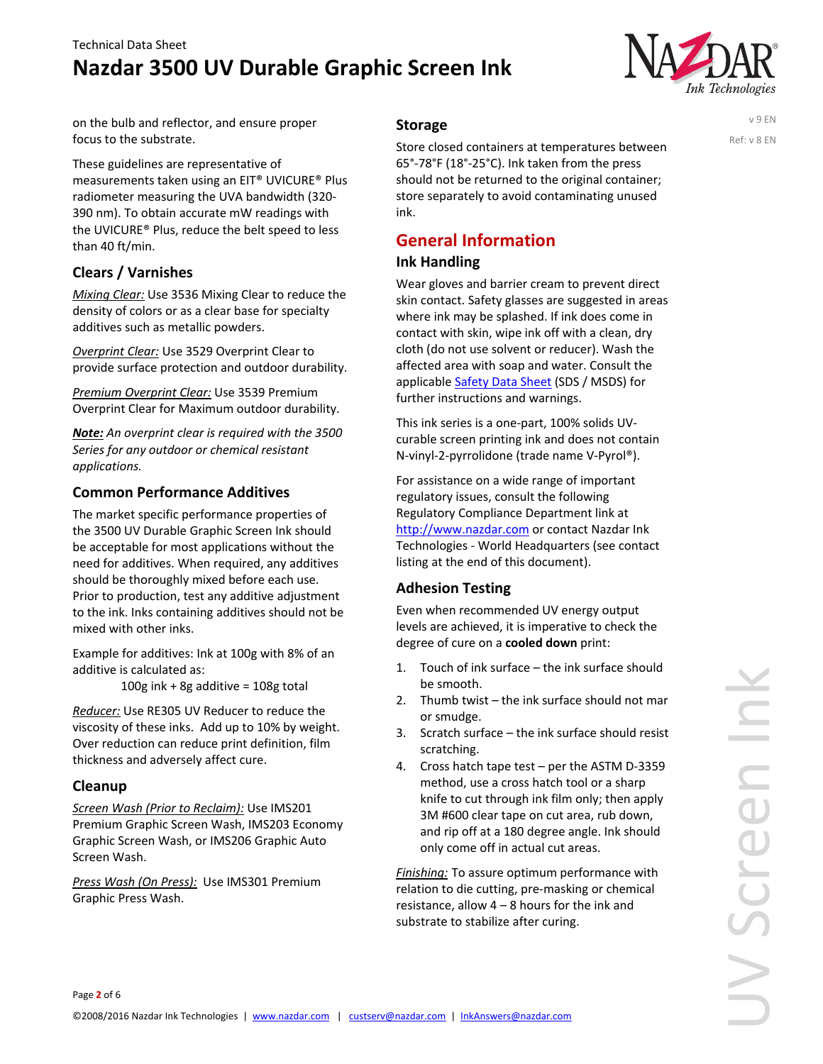on the bulb and reflector, and ensure proper focus to the substrate.

These guidelines are representative of measurements taken using an EIT® UVICURE® Plus radiometer measuring the UVA bandwidth (320-390 nm). To obtain accurate mW readings with the UVICURE® Plus, reduce the belt speed to less than 40 ft/min.

### Clears / Varnishes

*Mixing Clear:* Use 3536 Mixing Clear to reduce the density of colors or as a clear base for specialty additives such as metallic powders.

*Overprint Clear:* Use 3529 Overprint Clear to provide surface protection and outdoor durability.

*Premium Overprint Clear:* Use 3539 Premium Overprint Clear for Maximum outdoor durability.

***Note:*** *An overprint clear is required with the 3500 Series for any outdoor or chemical resistant applications.*

### Common Performance Additives

The market specific performance properties of the 3500 UV Durable Graphic Screen Ink should be acceptable for most applications without the need for additives. When required, any additives should be thoroughly mixed before each use. Prior to production, test any additive adjustment to the ink. Inks containing additives should not be mixed with other inks.

Example for additives: Ink at 100g with 8% of an additive is calculated as:

100g ink + 8g additive = 108g total

*Reducer:* Use RE305 UV Reducer to reduce the viscosity of these inks. Add up to 10% by weight. Over reduction can reduce print definition, film thickness and adversely affect cure.

### Cleanup

*Screen Wash (Prior to Reclaim):* Use IMS201 Premium Graphic Screen Wash, IMS203 Economy Graphic Screen Wash, or IMS206 Graphic Auto Screen Wash.

*Press Wash (On Press):* Use IMS301 Premium Graphic Press Wash.

### Storage

Store closed containers at temperatures between 65°-78°F (18°-25°C). Ink taken from the press should not be returned to the original container; store separately to avoid contaminating unused ink.

## General Information

### Ink Handling

Wear gloves and barrier cream to prevent direct skin contact. Safety glasses are suggested in areas where ink may be splashed. If ink does come in contact with skin, wipe ink off with a clean, dry cloth (do not use solvent or reducer). Wash the affected area with soap and water. Consult the applicable Safety Data Sheet (SDS / MSDS) for further instructions and warnings.

This ink series is a one-part, 100% solids UV-curable screen printing ink and does not contain N-vinyl-2-pyrrolidone (trade name V-Pyrol®).

For assistance on a wide range of important regulatory issues, consult the following Regulatory Compliance Department link at http://www.nazdar.com or contact Nazdar Ink Technologies - World Headquarters (see contact listing at the end of this document).

### Adhesion Testing

Even when recommended UV energy output levels are achieved, it is imperative to check the degree of cure on a **cooled down** print:

1. Touch of ink surface – the ink surface should be smooth.
2. Thumb twist – the ink surface should not mar or smudge.
3. Scratch surface – the ink surface should resist scratching.
4. Cross hatch tape test – per the ASTM D-3359 method, use a cross hatch tool or a sharp knife to cut through ink film only; then apply 3M #600 clear tape on cut area, rub down, and rip off at a 180 degree angle. Ink should only come off in actual cut areas.

*Finishing:* To assure optimum performance with relation to die cutting, pre-masking or chemical resistance, allow 4 – 8 hours for the ink and substrate to stabilize after curing.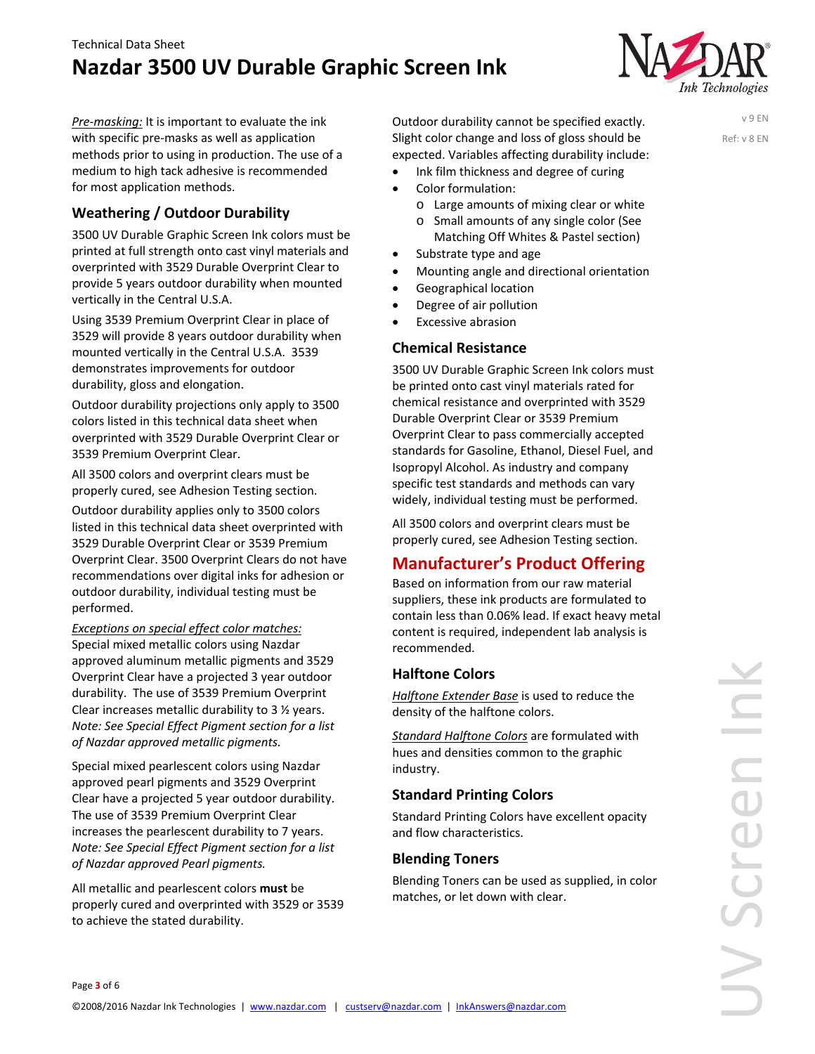*Pre-masking:* It is important to evaluate the ink with specific pre-masks as well as application methods prior to using in production. The use of a medium to high tack adhesive is recommended for most application methods.

## Weathering / Outdoor Durability

3500 UV Durable Graphic Screen Ink colors must be printed at full strength onto cast vinyl materials and overprinted with 3529 Durable Overprint Clear to provide 5 years outdoor durability when mounted vertically in the Central U.S.A.

Using 3539 Premium Overprint Clear in place of 3529 will provide 8 years outdoor durability when mounted vertically in the Central U.S.A. 3539 demonstrates improvements for outdoor durability, gloss and elongation.

Outdoor durability projections only apply to 3500 colors listed in this technical data sheet when overprinted with 3529 Durable Overprint Clear or 3539 Premium Overprint Clear.

All 3500 colors and overprint clears must be properly cured, see Adhesion Testing section.

Outdoor durability applies only to 3500 colors listed in this technical data sheet overprinted with 3529 Durable Overprint Clear or 3539 Premium Overprint Clear. 3500 Overprint Clears do not have recommendations over digital inks for adhesion or outdoor durability, individual testing must be performed.

*Exceptions on special effect color matches:*
Special mixed metallic colors using Nazdar approved aluminum metallic pigments and 3529 Overprint Clear have a projected 3 year outdoor durability. The use of 3539 Premium Overprint Clear increases metallic durability to 3 ½ years. *Note: See Special Effect Pigment section for a list of Nazdar approved metallic pigments.*

Special mixed pearlescent colors using Nazdar approved pearl pigments and 3529 Overprint Clear have a projected 5 year outdoor durability. The use of 3539 Premium Overprint Clear increases the pearlescent durability to 7 years. *Note: See Special Effect Pigment section for a list of Nazdar approved Pearl pigments.*

All metallic and pearlescent colors **must** be properly cured and overprinted with 3529 or 3539 to achieve the stated durability.

Outdoor durability cannot be specified exactly. Slight color change and loss of gloss should be expected. Variables affecting durability include:

- Ink film thickness and degree of curing
- Color formulation:
  - Large amounts of mixing clear or white
  - Small amounts of any single color (See Matching Off Whites & Pastel section)
- Substrate type and age
- Mounting angle and directional orientation
- Geographical location
- Degree of air pollution
- Excessive abrasion

## Chemical Resistance

3500 UV Durable Graphic Screen Ink colors must be printed onto cast vinyl materials rated for chemical resistance and overprinted with 3529 Durable Overprint Clear or 3539 Premium Overprint Clear to pass commercially accepted standards for Gasoline, Ethanol, Diesel Fuel, and Isopropyl Alcohol. As industry and company specific test standards and methods can vary widely, individual testing must be performed.

All 3500 colors and overprint clears must be properly cured, see Adhesion Testing section.

# Manufacturer's Product Offering

Based on information from our raw material suppliers, these ink products are formulated to contain less than 0.06% lead. If exact heavy metal content is required, independent lab analysis is recommended.

## Halftone Colors

*Halftone Extender Base* is used to reduce the density of the halftone colors.

*Standard Halftone Colors* are formulated with hues and densities common to the graphic industry.

## Standard Printing Colors

Standard Printing Colors have excellent opacity and flow characteristics.

## Blending Toners

Blending Toners can be used as supplied, in color matches, or let down with clear.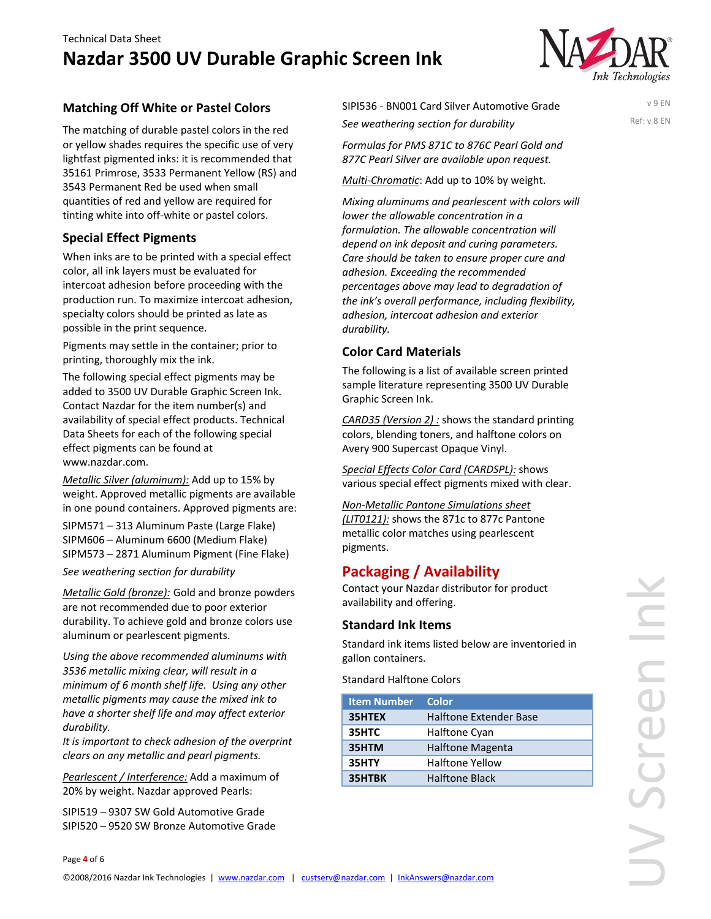## Matching Off White or Pastel Colors

The matching of durable pastel colors in the red or yellow shades requires the specific use of very lightfast pigmented inks: it is recommended that 35161 Primrose, 3533 Permanent Yellow (RS) and 3543 Permanent Red be used when small quantities of red and yellow are required for tinting white into off-white or pastel colors.

## Special Effect Pigments

When inks are to be printed with a special effect color, all ink layers must be evaluated for intercoat adhesion before proceeding with the production run. To maximize intercoat adhesion, specialty colors should be printed as late as possible in the print sequence.

Pigments may settle in the container; prior to printing, thoroughly mix the ink.

The following special effect pigments may be added to 3500 UV Durable Graphic Screen Ink. Contact Nazdar for the item number(s) and availability of special effect products. Technical Data Sheets for each of the following special effect pigments can be found at www.nazdar.com.

*Metallic Silver (aluminum):* Add up to 15% by weight. Approved metallic pigments are available in one pound containers. Approved pigments are:

SIPM571 – 313 Aluminum Paste (Large Flake)
SIPM606 – Aluminum 6600 (Medium Flake)
SIPM573 – 2871 Aluminum Pigment (Fine Flake)

*See weathering section for durability*

*Metallic Gold (bronze):* Gold and bronze powders are not recommended due to poor exterior durability. To achieve gold and bronze colors use aluminum or pearlescent pigments.

*Using the above recommended aluminums with 3536 metallic mixing clear, will result in a minimum of 6 month shelf life. Using any other metallic pigments may cause the mixed ink to have a shorter shelf life and may affect exterior durability.*
*It is important to check adhesion of the overprint clears on any metallic and pearl pigments.*

*Pearlescent / Interference:* Add a maximum of 20% by weight. Nazdar approved Pearls:

SIPI519 – 9307 SW Gold Automotive Grade
SIPI520 – 9520 SW Bronze Automotive Grade
SIPI536 - BN001 Card Silver Automotive Grade

*See weathering section for durability*

*Formulas for PMS 871C to 876C Pearl Gold and 877C Pearl Silver are available upon request.*

*Multi-Chromatic*: Add up to 10% by weight.

*Mixing aluminums and pearlescent with colors will lower the allowable concentration in a formulation. The allowable concentration will depend on ink deposit and curing parameters. Care should be taken to ensure proper cure and adhesion. Exceeding the recommended percentages above may lead to degradation of the ink's overall performance, including flexibility, adhesion, intercoat adhesion and exterior durability.*

## Color Card Materials

The following is a list of available screen printed sample literature representing 3500 UV Durable Graphic Screen Ink.

*CARD35 (Version 2) :* shows the standard printing colors, blending toners, and halftone colors on Avery 900 Supercast Opaque Vinyl.

*Special Effects Color Card (CARDSPL):* shows various special effect pigments mixed with clear.

*Non-Metallic Pantone Simulations sheet (LIT0121):* shows the 871c to 877c Pantone metallic color matches using pearlescent pigments.

# Packaging / Availability

Contact your Nazdar distributor for product availability and offering.

## Standard Ink Items

Standard ink items listed below are inventoried in gallon containers.

Standard Halftone Colors

| Item Number | Color |
|---|---|
| **35HTEX** | Halftone Extender Base |
| **35HTC** | Halftone Cyan |
| **35HTM** | Halftone Magenta |
| **35HTY** | Halftone Yellow |
| **35HTBK** | Halftone Black |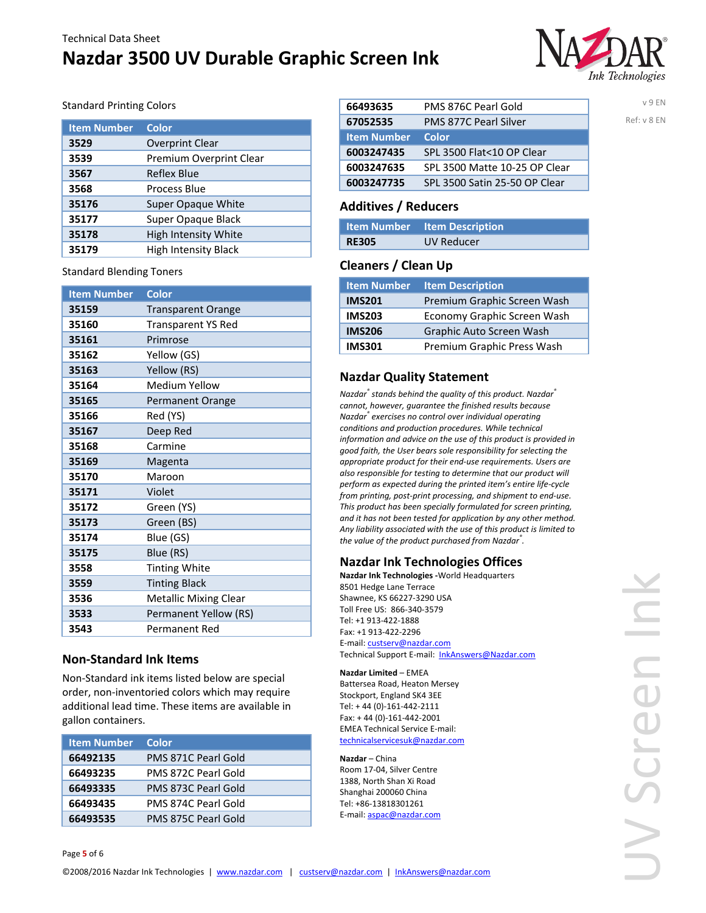Technical Data Sheet

# Nazdar 3500 UV Durable Graphic Screen Ink

v 9 EN

Ref: v 8 EN

Standard Printing Colors

| Item Number | Color |
|---|---|
| 3529 | Overprint Clear |
| 3539 | Premium Overprint Clear |
| 3567 | Reflex Blue |
| 3568 | Process Blue |
| 35176 | Super Opaque White |
| 35177 | Super Opaque Black |
| 35178 | High Intensity White |
| 35179 | High Intensity Black |

Standard Blending Toners

| Item Number | Color |
|---|---|
| 35159 | Transparent Orange |
| 35160 | Transparent YS Red |
| 35161 | Primrose |
| 35162 | Yellow (GS) |
| 35163 | Yellow (RS) |
| 35164 | Medium Yellow |
| 35165 | Permanent Orange |
| 35166 | Red (YS) |
| 35167 | Deep Red |
| 35168 | Carmine |
| 35169 | Magenta |
| 35170 | Maroon |
| 35171 | Violet |
| 35172 | Green (YS) |
| 35173 | Green (BS) |
| 35174 | Blue (GS) |
| 35175 | Blue (RS) |
| 3558 | Tinting White |
| 3559 | Tinting Black |
| 3536 | Metallic Mixing Clear |
| 3533 | Permanent Yellow (RS) |
| 3543 | Permanent Red |

## Non-Standard Ink Items

Non-Standard ink items listed below are special order, non-inventoried colors which may require additional lead time. These items are available in gallon containers.

| Item Number | Color |
|---|---|
| 66492135 | PMS 871C Pearl Gold |
| 66493235 | PMS 872C Pearl Gold |
| 66493335 | PMS 873C Pearl Gold |
| 66493435 | PMS 874C Pearl Gold |
| 66493535 | PMS 875C Pearl Gold |
| 66493635 | PMS 876C Pearl Gold |
| 67052535 | PMS 877C Pearl Silver |

| Item Number | Color |
|---|---|
| 6003247435 | SPL 3500 Flat<10 OP Clear |
| 6003247635 | SPL 3500 Matte 10-25 OP Clear |
| 6003247735 | SPL 3500 Satin 25-50 OP Clear |

## Additives / Reducers

| Item Number | Item Description |
|---|---|
| RE305 | UV Reducer |

## Cleaners / Clean Up

| Item Number | Item Description |
|---|---|
| IMS201 | Premium Graphic Screen Wash |
| IMS203 | Economy Graphic Screen Wash |
| IMS206 | Graphic Auto Screen Wash |
| IMS301 | Premium Graphic Press Wash |

## Nazdar Quality Statement

*Nazdar® stands behind the quality of this product. Nazdar® cannot, however, guarantee the finished results because Nazdar® exercises no control over individual operating conditions and production procedures. While technical information and advice on the use of this product is provided in good faith, the User bears sole responsibility for selecting the appropriate product for their end-use requirements. Users are also responsible for testing to determine that our product will perform as expected during the printed item's entire life-cycle from printing, post-print processing, and shipment to end-use. This product has been specially formulated for screen printing, and it has not been tested for application by any other method. Any liability associated with the use of this product is limited to the value of the product purchased from Nazdar®.*

## Nazdar Ink Technologies Offices

**Nazdar Ink Technologies -**World Headquarters
8501 Hedge Lane Terrace
Shawnee, KS 66227-3290 USA
Toll Free US: 866-340-3579
Tel: +1 913-422-1888
Fax: +1 913-422-2296
E-mail: custserv@nazdar.com
Technical Support E-mail: InkAnswers@Nazdar.com

**Nazdar Limited** – EMEA
Battersea Road, Heaton Mersey
Stockport, England SK4 3EE
Tel: + 44 (0)-161-442-2111
Fax: + 44 (0)-161-442-2001
EMEA Technical Service E-mail:
technicalservicesuk@nazdar.com

**Nazdar** – China
Room 17-04, Silver Centre
1388, North Shan Xi Road
Shanghai 200060 China
Tel: +86-13818301261
E-mail: aspac@nazdar.com

©2008/2016 Nazdar Ink Technologies | www.nazdar.com | custserv@nazdar.com | InkAnswers@nazdar.com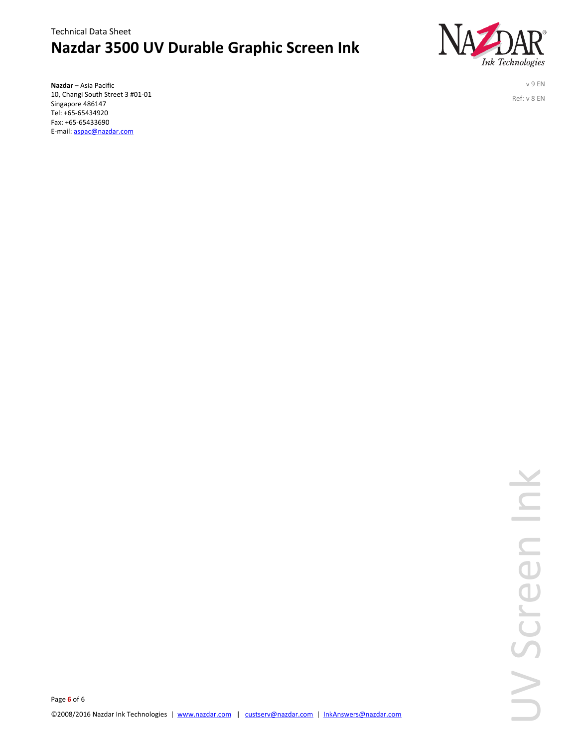**Nazdar** – Asia Pacific
10, Changi South Street 3 #01-01
Singapore 486147
Tel: +65-65434920
Fax: +65-65433690
E-mail: aspac@nazdar.com